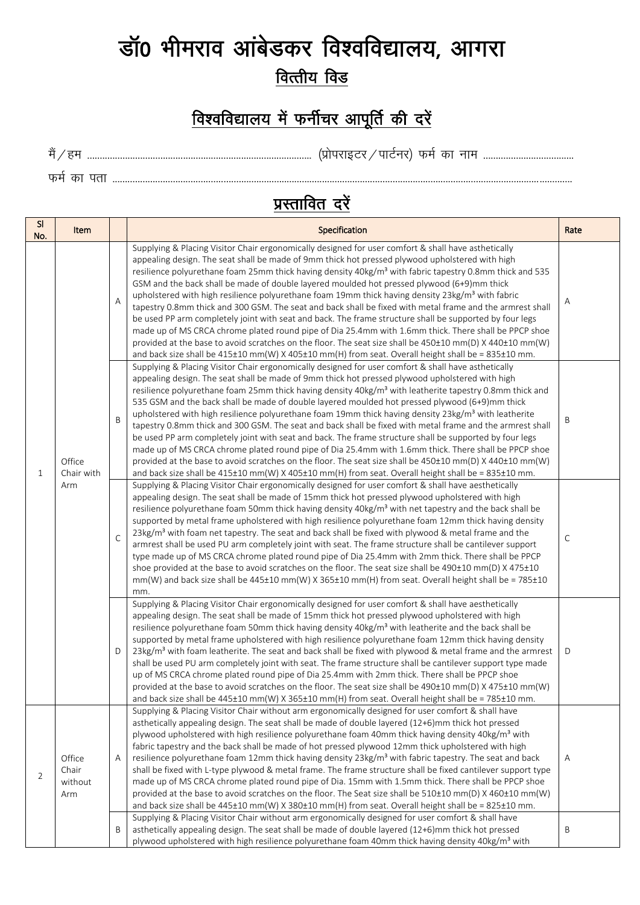# डॉ0 भीमराव आंबेडकर विश्वविद्यालय, आगरा

## वित्तीय विड

## विश्वविद्यालय में फर्नीचर आपूर्ति की दरें

मैं / हम ............................................................................................ (प्रोपराइटर / पार्टनर) फर्म का नाम ....................................

फर्म का पता ..........................................................................................................................................................................................

## प्रस्तावित दरें

| Sl No. | Item | | Specification | Rate |
|---|---|---|---|---|
| 1 | Office Chair with Arm | A | Supplying & Placing Visitor Chair ergonomically designed for user comfort & shall have asthetically appealing design. The seat shall be made of 9mm thick hot pressed plywood upholstered with high resilience polyurethane foam 25mm thick having density 40kg/m³ with fabric tapestry 0.8mm thick and 535 GSM and the back shall be made of double layered moulded hot pressed plywood (6+9)mm thick upholstered with high resilience polyurethane foam 19mm thick having density 23kg/m³ with fabric tapestry 0.8mm thick and 300 GSM. The seat and back shall be fixed with metal frame and the armrest shall be used PP arm completely joint with seat and back. The frame structure shall be supported by four legs made up of MS CRCA chrome plated round pipe of Dia 25.4mm with 1.6mm thick. There shall be PPCP shoe provided at the base to avoid scratches on the floor. The seat size shall be 450±10 mm(D) X 440±10 mm(W) and back size shall be 415±10 mm(W) X 405±10 mm(H) from seat. Overall height shall be = 835±10 mm. | A |
| | | B | Supplying & Placing Visitor Chair ergonomically designed for user comfort & shall have asthetically appealing design. The seat shall be made of 9mm thick hot pressed plywood upholstered with high resilience polyurethane foam 25mm thick having density 40kg/m³ with leatherite tapestry 0.8mm thick and 535 GSM and the back shall be made of double layered moulded hot pressed plywood (6+9)mm thick upholstered with high resilience polyurethane foam 19mm thick having density 23kg/m³ with leatherite tapestry 0.8mm thick and 300 GSM. The seat and back shall be fixed with metal frame and the armrest shall be used PP arm completely joint with seat and back. The frame structure shall be supported by four legs made up of MS CRCA chrome plated round pipe of Dia 25.4mm with 1.6mm thick. There shall be PPCP shoe provided at the base to avoid scratches on the floor. The seat size shall be 450±10 mm(D) X 440±10 mm(W) and back size shall be 415±10 mm(W) X 405±10 mm(H) from seat. Overall height shall be = 835±10 mm. | B |
| | | C | Supplying & Placing Visitor Chair ergonomically designed for user comfort & shall have aesthetically appealing design. The seat shall be made of 15mm thick hot pressed plywood upholstered with high resilience polyurethane foam 50mm thick having density 40kg/m³ with net tapestry and the back shall be supported by metal frame upholstered with high resilience polyurethane foam 12mm thick having density 23kg/m³ with foam net tapestry. The seat and back shall be fixed with plywood & metal frame and the armrest shall be used PU arm completely joint with seat. The frame structure shall be cantilever support type made up of MS CRCA chrome plated round pipe of Dia 25.4mm with 2mm thick. There shall be PPCP shoe provided at the base to avoid scratches on the floor. The seat size shall be 490±10 mm(D) X 475±10 mm(W) and back size shall be 445±10 mm(W) X 365±10 mm(H) from seat. Overall height shall be = 785±10 mm. | C |
| | | D | Supplying & Placing Visitor Chair ergonomically designed for user comfort & shall have aesthetically appealing design. The seat shall be made of 15mm thick hot pressed plywood upholstered with high resilience polyurethane foam 50mm thick having density 40kg/m³ with leatherite and the back shall be supported by metal frame upholstered with high resilience polyurethane foam 12mm thick having density 23kg/m³ with foam leatherite. The seat and back shall be fixed with plywood & metal frame and the armrest shall be used PU arm completely joint with seat. The frame structure shall be cantilever support type made up of MS CRCA chrome plated round pipe of Dia 25.4mm with 2mm thick. There shall be PPCP shoe provided at the base to avoid scratches on the floor. The seat size shall be 490±10 mm(D) X 475±10 mm(W) and back size shall be 445±10 mm(W) X 365±10 mm(H) from seat. Overall height shall be = 785±10 mm. | D |
| 2 | Office Chair without Arm | A | Supplying & Placing Visitor Chair without arm ergonomically designed for user comfort & shall have asthetically appealing design. The seat shall be made of double layered (12+6)mm thick hot pressed plywood upholstered with high resilience polyurethane foam 40mm thick having density 40kg/m³ with fabric tapestry and the back shall be made of hot pressed plywood 12mm thick upholstered with high resilience polyurethane foam 12mm thick having density 23kg/m³ with fabric tapestry. The seat and back shall be fixed with L-type plywood & metal frame. The frame structure shall be fixed cantilever support type made up of MS CRCA chrome plated round pipe of Dia. 15mm with 1.5mm thick. There shall be PPCP shoe provided at the base to avoid scratches on the floor. The Seat size shall be 510±10 mm(D) X 460±10 mm(W) and back size shall be 445±10 mm(W) X 380±10 mm(H) from seat. Overall height shall be = 825±10 mm. | A |
| | | B | Supplying & Placing Visitor Chair without arm ergonomically designed for user comfort & shall have asthetically appealing design. The seat shall be made of double layered (12+6)mm thick hot pressed plywood upholstered with high resilience polyurethane foam 40mm thick having density 40kg/m³ with | B |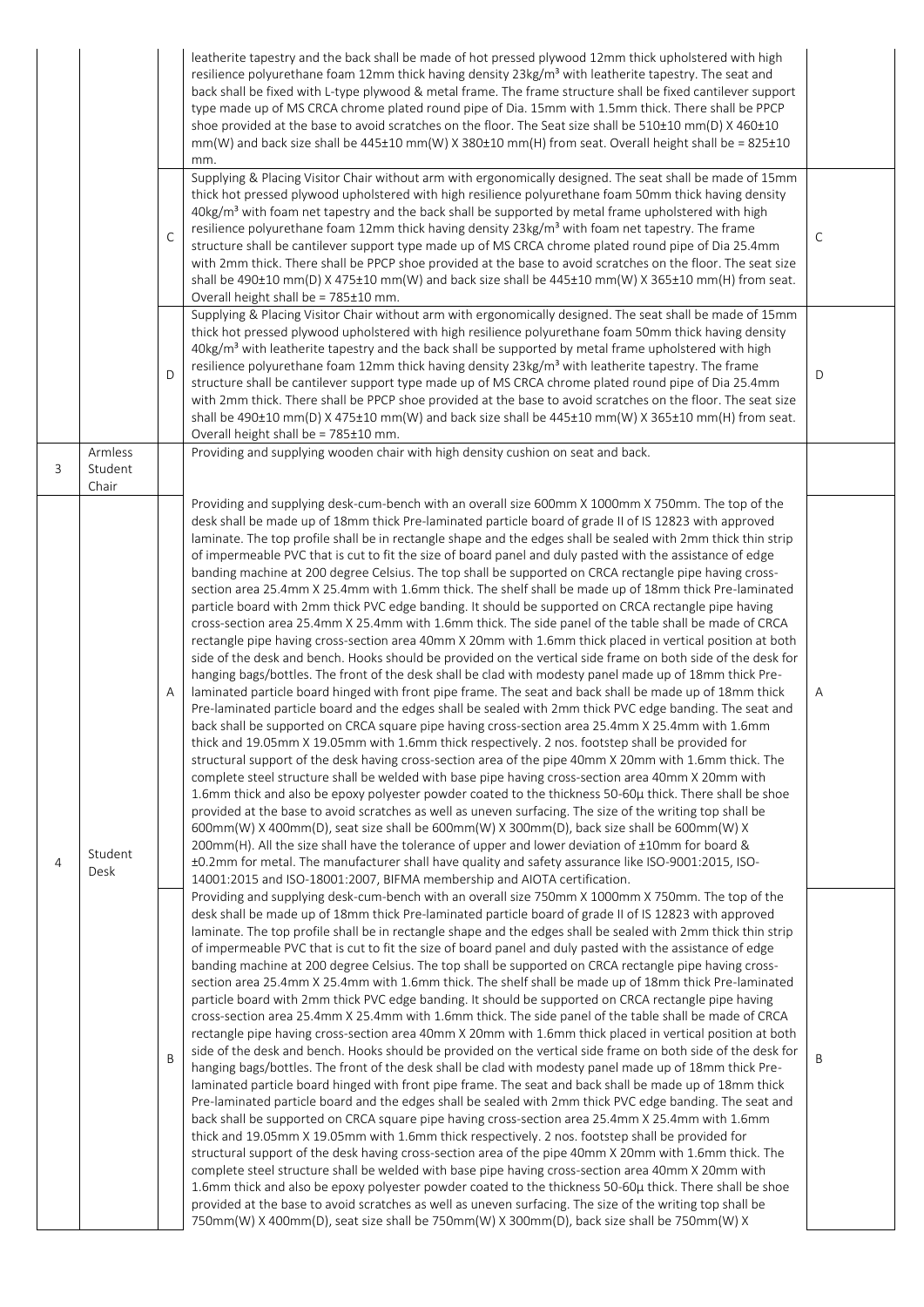| | | | | |
|---|---|---|---|---|
| | | | leatherite tapestry and the back shall be made of hot pressed plywood 12mm thick upholstered with high resilience polyurethane foam 12mm thick having density 23kg/m³ with leatherite tapestry. The seat and back shall be fixed with L-type plywood & metal frame. The frame structure shall be fixed cantilever support type made up of MS CRCA chrome plated round pipe of Dia. 15mm with 1.5mm thick. There shall be PPCP shoe provided at the base to avoid scratches on the floor. The Seat size shall be 510±10 mm(D) X 460±10 mm(W) and back size shall be 445±10 mm(W) X 380±10 mm(H) from seat. Overall height shall be = 825±10 mm. | |
| | | C | Supplying & Placing Visitor Chair without arm with ergonomically designed. The seat shall be made of 15mm thick hot pressed plywood upholstered with high resilience polyurethane foam 50mm thick having density 40kg/m³ with foam net tapestry and the back shall be supported by metal frame upholstered with high resilience polyurethane foam 12mm thick having density 23kg/m³ with foam net tapestry. The frame structure shall be cantilever support type made up of MS CRCA chrome plated round pipe of Dia 25.4mm with 2mm thick. There shall be PPCP shoe provided at the base to avoid scratches on the floor. The seat size shall be 490±10 mm(D) X 475±10 mm(W) and back size shall be 445±10 mm(W) X 365±10 mm(H) from seat. Overall height shall be = 785±10 mm. | C |
| | | D | Supplying & Placing Visitor Chair without arm with ergonomically designed. The seat shall be made of 15mm thick hot pressed plywood upholstered with high resilience polyurethane foam 50mm thick having density 40kg/m³ with leatherite tapestry and the back shall be supported by metal frame upholstered with high resilience polyurethane foam 12mm thick having density 23kg/m³ with leatherite tapestry. The frame structure shall be cantilever support type made up of MS CRCA chrome plated round pipe of Dia 25.4mm with 2mm thick. There shall be PPCP shoe provided at the base to avoid scratches on the floor. The seat size shall be 490±10 mm(D) X 475±10 mm(W) and back size shall be 445±10 mm(W) X 365±10 mm(H) from seat. Overall height shall be = 785±10 mm. | D |
| 3 | Armless Student Chair | | Providing and supplying wooden chair with high density cushion on seat and back. | |
| 4 | Student Desk | A | Providing and supplying desk-cum-bench with an overall size 600mm X 1000mm X 750mm. The top of the desk shall be made up of 18mm thick Pre-laminated particle board of grade II of IS 12823 with approved laminate. The top profile shall be in rectangle shape and the edges shall be sealed with 2mm thick thin strip of impermeable PVC that is cut to fit the size of board panel and duly pasted with the assistance of edge banding machine at 200 degree Celsius. The top shall be supported on CRCA rectangle pipe having cross-section area 25.4mm X 25.4mm with 1.6mm thick. The shelf shall be made up of 18mm thick Pre-laminated particle board with 2mm thick PVC edge banding. It should be supported on CRCA rectangle pipe having cross-section area 25.4mm X 25.4mm with 1.6mm thick. The side panel of the table shall be made of CRCA rectangle pipe having cross-section area 40mm X 20mm with 1.6mm thick placed in vertical position at both side of the desk and bench. Hooks should be provided on the vertical side frame on both side of the desk for hanging bags/bottles. The front of the desk shall be clad with modesty panel made up of 18mm thick Pre-laminated particle board hinged with front pipe frame. The seat and back shall be made up of 18mm thick Pre-laminated particle board and the edges shall be sealed with 2mm thick PVC edge banding. The seat and back shall be supported on CRCA square pipe having cross-section area 25.4mm X 25.4mm with 1.6mm thick and 19.05mm X 19.05mm with 1.6mm thick respectively. 2 nos. footstep shall be provided for structural support of the desk having cross-section area of the pipe 40mm X 20mm with 1.6mm thick. The complete steel structure shall be welded with base pipe having cross-section area 40mm X 20mm with 1.6mm thick and also be epoxy polyester powder coated to the thickness 50-60µ thick. There shall be shoe provided at the base to avoid scratches as well as uneven surfacing. The size of the writing top shall be 600mm(W) X 400mm(D), seat size shall be 600mm(W) X 300mm(D), back size shall be 600mm(W) X 200mm(H). All the size shall have the tolerance of upper and lower deviation of ±10mm for board & ±0.2mm for metal. The manufacturer shall have quality and safety assurance like ISO-9001:2015, ISO-14001:2015 and ISO-18001:2007, BIFMA membership and AIOTA certification. | A |
| | | B | Providing and supplying desk-cum-bench with an overall size 750mm X 1000mm X 750mm. The top of the desk shall be made up of 18mm thick Pre-laminated particle board of grade II of IS 12823 with approved laminate. The top profile shall be in rectangle shape and the edges shall be sealed with 2mm thick thin strip of impermeable PVC that is cut to fit the size of board panel and duly pasted with the assistance of edge banding machine at 200 degree Celsius. The top shall be supported on CRCA rectangle pipe having cross-section area 25.4mm X 25.4mm with 1.6mm thick. The shelf shall be made up of 18mm thick Pre-laminated particle board with 2mm thick PVC edge banding. It should be supported on CRCA rectangle pipe having cross-section area 25.4mm X 25.4mm with 1.6mm thick. The side panel of the table shall be made of CRCA rectangle pipe having cross-section area 40mm X 20mm with 1.6mm thick placed in vertical position at both side of the desk and bench. Hooks should be provided on the vertical side frame on both side of the desk for hanging bags/bottles. The front of the desk shall be clad with modesty panel made up of 18mm thick Pre-laminated particle board hinged with front pipe frame. The seat and back shall be made up of 18mm thick Pre-laminated particle board and the edges shall be sealed with 2mm thick PVC edge banding. The seat and back shall be supported on CRCA square pipe having cross-section area 25.4mm X 25.4mm with 1.6mm thick and 19.05mm X 19.05mm with 1.6mm thick respectively. 2 nos. footstep shall be provided for structural support of the desk having cross-section area of the pipe 40mm X 20mm with 1.6mm thick. The complete steel structure shall be welded with base pipe having cross-section area 40mm X 20mm with 1.6mm thick and also be epoxy polyester powder coated to the thickness 50-60µ thick. There shall be shoe provided at the base to avoid scratches as well as uneven surfacing. The size of the writing top shall be 750mm(W) X 400mm(D), seat size shall be 750mm(W) X 300mm(D), back size shall be 750mm(W) X | B |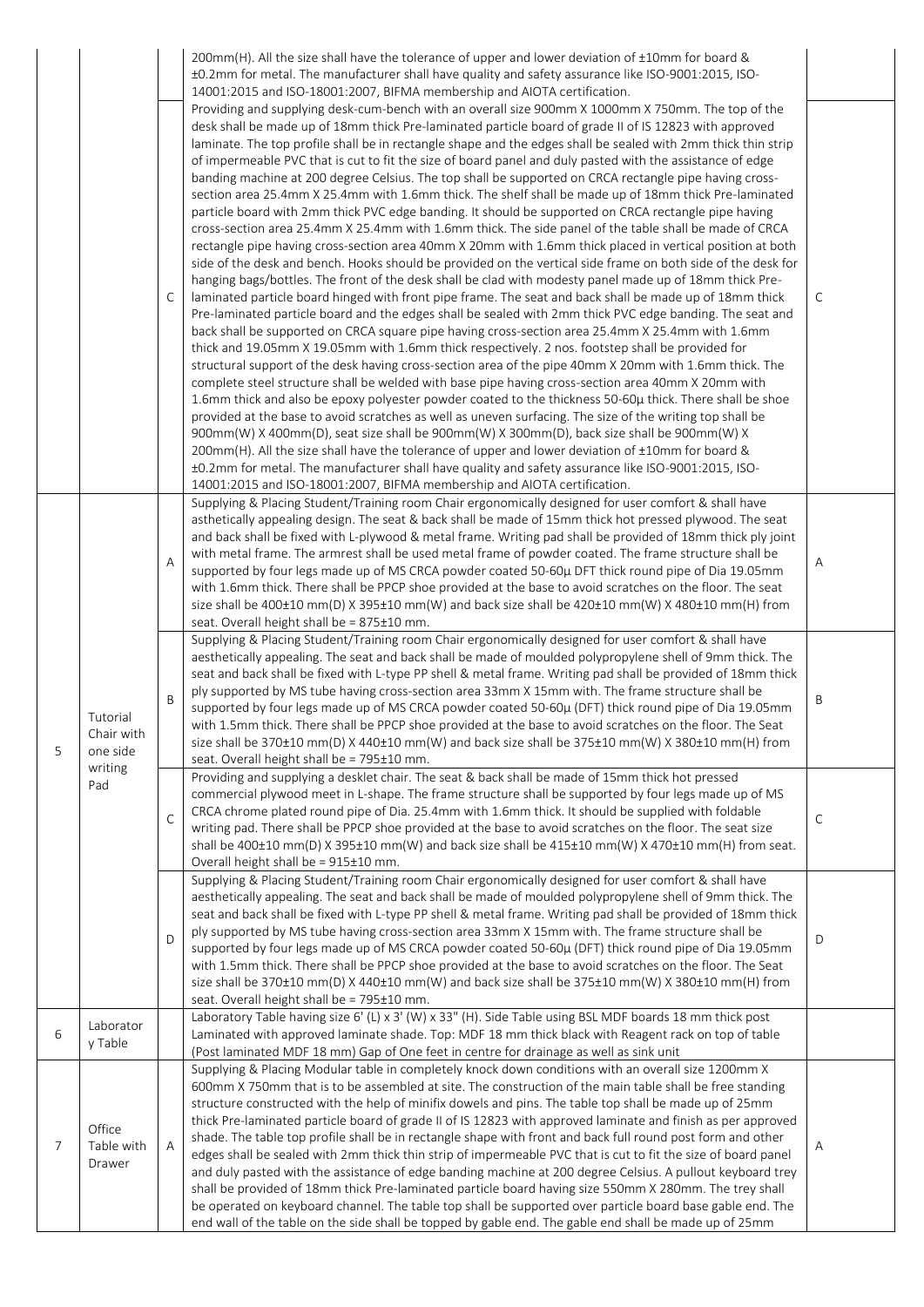| | | | | |
|---|---|---|---|---|
| | | | 200mm(H). All the size shall have the tolerance of upper and lower deviation of ±10mm for board & ±0.2mm for metal. The manufacturer shall have quality and safety assurance like ISO-9001:2015, ISO-14001:2015 and ISO-18001:2007, BIFMA membership and AIOTA certification. | |
| | | C | Providing and supplying desk-cum-bench with an overall size 900mm X 1000mm X 750mm. The top of the desk shall be made up of 18mm thick Pre-laminated particle board of grade II of IS 12823 with approved laminate. The top profile shall be in rectangle shape and the edges shall be sealed with 2mm thick thin strip of impermeable PVC that is cut to fit the size of board panel and duly pasted with the assistance of edge banding machine at 200 degree Celsius. The top shall be supported on CRCA rectangle pipe having cross-section area 25.4mm X 25.4mm with 1.6mm thick. The shelf shall be made up of 18mm thick Pre-laminated particle board with 2mm thick PVC edge banding. It should be supported on CRCA rectangle pipe having cross-section area 25.4mm X 25.4mm with 1.6mm thick. The side panel of the table shall be made of CRCA rectangle pipe having cross-section area 40mm X 20mm with 1.6mm thick placed in vertical position at both side of the desk and bench. Hooks should be provided on the vertical side frame on both side of the desk for hanging bags/bottles. The front of the desk shall be clad with modesty panel made up of 18mm thick Pre-laminated particle board hinged with front pipe frame. The seat and back shall be made up of 18mm thick Pre-laminated particle board and the edges shall be sealed with 2mm thick PVC edge banding. The seat and back shall be supported on CRCA square pipe having cross-section area 25.4mm X 25.4mm with 1.6mm thick and 19.05mm X 19.05mm with 1.6mm thick respectively. 2 nos. footstep shall be provided for structural support of the desk having cross-section area of the pipe 40mm X 20mm with 1.6mm thick. The complete steel structure shall be welded with base pipe having cross-section area 40mm X 20mm with 1.6mm thick and also be epoxy polyester powder coated to the thickness 50-60µ thick. There shall be shoe provided at the base to avoid scratches as well as uneven surfacing. The size of the writing top shall be 900mm(W) X 400mm(D), seat size shall be 900mm(W) X 300mm(D), back size shall be 900mm(W) X 200mm(H). All the size shall have the tolerance of upper and lower deviation of ±10mm for board & ±0.2mm for metal. The manufacturer shall have quality and safety assurance like ISO-9001:2015, ISO-14001:2015 and ISO-18001:2007, BIFMA membership and AIOTA certification. | C |
| 5 | Tutorial Chair with one side writing Pad | A | Supplying & Placing Student/Training room Chair ergonomically designed for user comfort & shall have asthetically appealing design. The seat & back shall be made of 15mm thick hot pressed plywood. The seat and back shall be fixed with L-plywood & metal frame. Writing pad shall be provided of 18mm thick ply joint with metal frame. The armrest shall be used metal frame of powder coated. The frame structure shall be supported by four legs made up of MS CRCA powder coated 50-60µ DFT thick round pipe of Dia 19.05mm with 1.6mm thick. There shall be PPCP shoe provided at the base to avoid scratches on the floor. The seat size shall be 400±10 mm(D) X 395±10 mm(W) and back size shall be 420±10 mm(W) X 480±10 mm(H) from seat. Overall height shall be = 875±10 mm. | A |
| | | B | Supplying & Placing Student/Training room Chair ergonomically designed for user comfort & shall have aesthetically appealing. The seat and back shall be made of moulded polypropylene shell of 9mm thick. The seat and back shall be fixed with L-type PP shell & metal frame. Writing pad shall be provided of 18mm thick ply supported by MS tube having cross-section area 33mm X 15mm with. The frame structure shall be supported by four legs made up of MS CRCA powder coated 50-60µ (DFT) thick round pipe of Dia 19.05mm with 1.5mm thick. There shall be PPCP shoe provided at the base to avoid scratches on the floor. The Seat size shall be 370±10 mm(D) X 440±10 mm(W) and back size shall be 375±10 mm(W) X 380±10 mm(H) from seat. Overall height shall be = 795±10 mm. | B |
| | | C | Providing and supplying a desklet chair. The seat & back shall be made of 15mm thick hot pressed commercial plywood meet in L-shape. The frame structure shall be supported by four legs made up of MS CRCA chrome plated round pipe of Dia. 25.4mm with 1.6mm thick. It should be supplied with foldable writing pad. There shall be PPCP shoe provided at the base to avoid scratches on the floor. The seat size shall be 400±10 mm(D) X 395±10 mm(W) and back size shall be 415±10 mm(W) X 470±10 mm(H) from seat. Overall height shall be = 915±10 mm. | C |
| | | D | Supplying & Placing Student/Training room Chair ergonomically designed for user comfort & shall have aesthetically appealing. The seat and back shall be made of moulded polypropylene shell of 9mm thick. The seat and back shall be fixed with L-type PP shell & metal frame. Writing pad shall be provided of 18mm thick ply supported by MS tube having cross-section area 33mm X 15mm with. The frame structure shall be supported by four legs made up of MS CRCA powder coated 50-60µ (DFT) thick round pipe of Dia 19.05mm with 1.5mm thick. There shall be PPCP shoe provided at the base to avoid scratches on the floor. The Seat size shall be 370±10 mm(D) X 440±10 mm(W) and back size shall be 375±10 mm(W) X 380±10 mm(H) from seat. Overall height shall be = 795±10 mm. | D |
| 6 | Laboratory Table | | Laboratory Table having size 6' (L) x 3' (W) x 33" (H). Side Table using BSL MDF boards 18 mm thick post Laminated with approved laminate shade. Top: MDF 18 mm thick black with Reagent rack on top of table (Post laminated MDF 18 mm) Gap of One feet in centre for drainage as well as sink unit | |
| 7 | Office Table with Drawer | A | Supplying & Placing Modular table in completely knock down conditions with an overall size 1200mm X 600mm X 750mm that is to be assembled at site. The construction of the main table shall be free standing structure constructed with the help of minifix dowels and pins. The table top shall be made up of 25mm thick Pre-laminated particle board of grade II of IS 12823 with approved laminate and finish as per approved shade. The table top profile shall be in rectangle shape with front and back full round post form and other edges shall be sealed with 2mm thick thin strip of impermeable PVC that is cut to fit the size of board panel and duly pasted with the assistance of edge banding machine at 200 degree Celsius. A pullout keyboard trey shall be provided of 18mm thick Pre-laminated particle board having size 550mm X 280mm. The trey shall be operated on keyboard channel. The table top shall be supported over particle board base gable end. The end wall of the table on the side shall be topped by gable end. The gable end shall be made up of 25mm | A |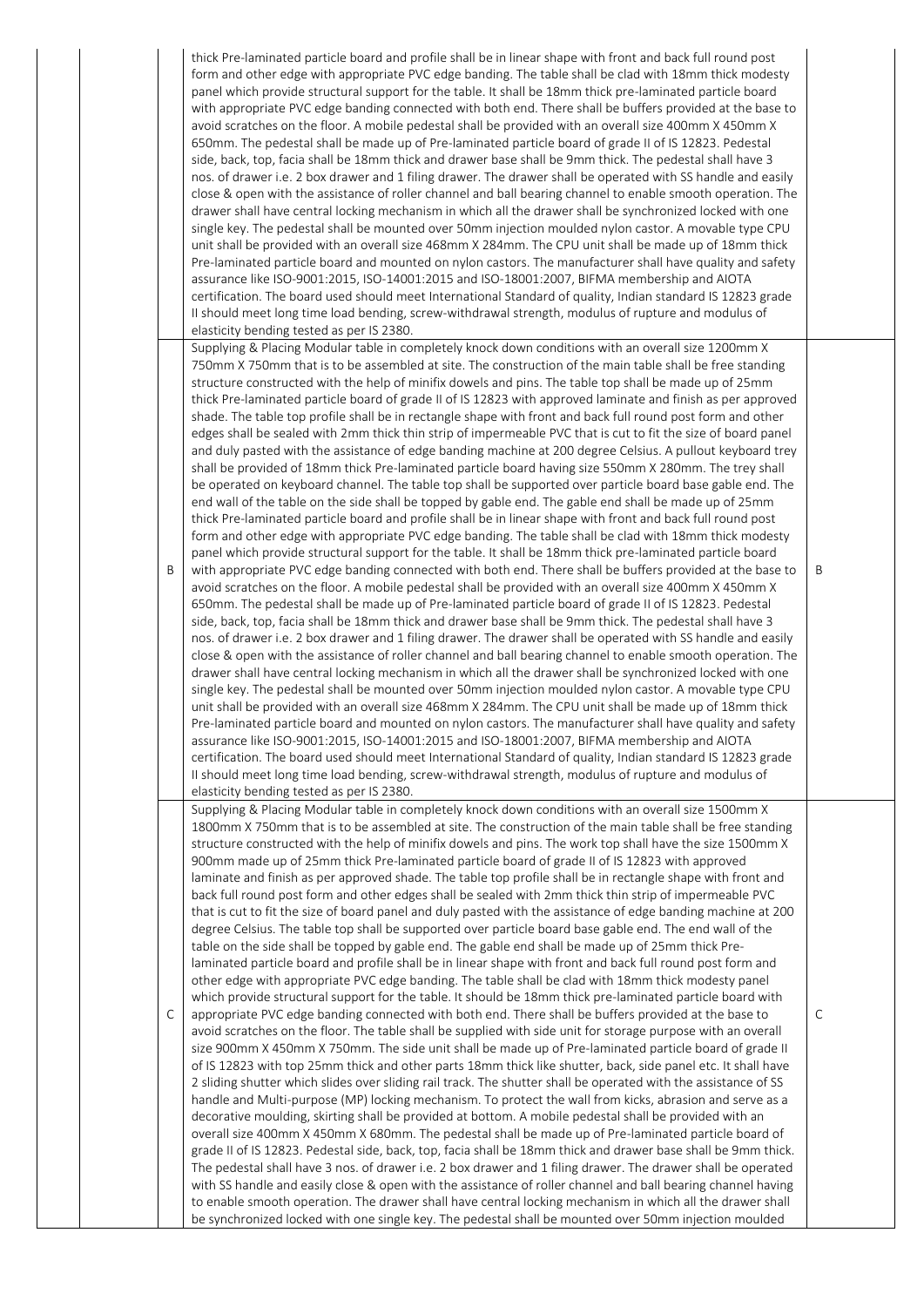| | | | | |
|---|---|---|---|---|
| | | | thick Pre-laminated particle board and profile shall be in linear shape with front and back full round post form and other edge with appropriate PVC edge banding. The table shall be clad with 18mm thick modesty panel which provide structural support for the table. It shall be 18mm thick pre-laminated particle board with appropriate PVC edge banding connected with both end. There shall be buffers provided at the base to avoid scratches on the floor. A mobile pedestal shall be provided with an overall size 400mm X 450mm X 650mm. The pedestal shall be made up of Pre-laminated particle board of grade II of IS 12823. Pedestal side, back, top, facia shall be 18mm thick and drawer base shall be 9mm thick. The pedestal shall have 3 nos. of drawer i.e. 2 box drawer and 1 filing drawer. The drawer shall be operated with SS handle and easily close & open with the assistance of roller channel and ball bearing channel to enable smooth operation. The drawer shall have central locking mechanism in which all the drawer shall be synchronized locked with one single key. The pedestal shall be mounted over 50mm injection moulded nylon castor. A movable type CPU unit shall be provided with an overall size 468mm X 284mm. The CPU unit shall be made up of 18mm thick Pre-laminated particle board and mounted on nylon castors. The manufacturer shall have quality and safety assurance like ISO-9001:2015, ISO-14001:2015 and ISO-18001:2007, BIFMA membership and AIOTA certification. The board used should meet International Standard of quality, Indian standard IS 12823 grade II should meet long time load bending, screw-withdrawal strength, modulus of rupture and modulus of elasticity bending tested as per IS 2380. | |
| | | B | Supplying & Placing Modular table in completely knock down conditions with an overall size 1200mm X 750mm X 750mm that is to be assembled at site. The construction of the main table shall be free standing structure constructed with the help of minifix dowels and pins. The table top shall be made up of 25mm thick Pre-laminated particle board of grade II of IS 12823 with approved laminate and finish as per approved shade. The table top profile shall be in rectangle shape with front and back full round post form and other edges shall be sealed with 2mm thick thin strip of impermeable PVC that is cut to fit the size of board panel and duly pasted with the assistance of edge banding machine at 200 degree Celsius. A pullout keyboard trey shall be provided of 18mm thick Pre-laminated particle board having size 550mm X 280mm. The trey shall be operated on keyboard channel. The table top shall be supported over particle board base gable end. The end wall of the table on the side shall be topped by gable end. The gable end shall be made up of 25mm thick Pre-laminated particle board and profile shall be in linear shape with front and back full round post form and other edge with appropriate PVC edge banding. The table shall be clad with 18mm thick modesty panel which provide structural support for the table. It shall be 18mm thick pre-laminated particle board with appropriate PVC edge banding connected with both end. There shall be buffers provided at the base to avoid scratches on the floor. A mobile pedestal shall be provided with an overall size 400mm X 450mm X 650mm. The pedestal shall be made up of Pre-laminated particle board of grade II of IS 12823. Pedestal side, back, top, facia shall be 18mm thick and drawer base shall be 9mm thick. The pedestal shall have 3 nos. of drawer i.e. 2 box drawer and 1 filing drawer. The drawer shall be operated with SS handle and easily close & open with the assistance of roller channel and ball bearing channel to enable smooth operation. The drawer shall have central locking mechanism in which all the drawer shall be synchronized locked with one single key. The pedestal shall be mounted over 50mm injection moulded nylon castor. A movable type CPU unit shall be provided with an overall size 468mm X 284mm. The CPU unit shall be made up of 18mm thick Pre-laminated particle board and mounted on nylon castors. The manufacturer shall have quality and safety assurance like ISO-9001:2015, ISO-14001:2015 and ISO-18001:2007, BIFMA membership and AIOTA certification. The board used should meet International Standard of quality, Indian standard IS 12823 grade II should meet long time load bending, screw-withdrawal strength, modulus of rupture and modulus of elasticity bending tested as per IS 2380. | B |
| | | C | Supplying & Placing Modular table in completely knock down conditions with an overall size 1500mm X 1800mm X 750mm that is to be assembled at site. The construction of the main table shall be free standing structure constructed with the help of minifix dowels and pins. The work top shall have the size 1500mm X 900mm made up of 25mm thick Pre-laminated particle board of grade II of IS 12823 with approved laminate and finish as per approved shade. The table top profile shall be in rectangle shape with front and back full round post form and other edges shall be sealed with 2mm thick thin strip of impermeable PVC that is cut to fit the size of board panel and duly pasted with the assistance of edge banding machine at 200 degree Celsius. The table top shall be supported over particle board base gable end. The end wall of the table on the side shall be topped by gable end. The gable end shall be made up of 25mm thick Pre-laminated particle board and profile shall be in linear shape with front and back full round post form and other edge with appropriate PVC edge banding. The table shall be clad with 18mm thick modesty panel which provide structural support for the table. It should be 18mm thick pre-laminated particle board with appropriate PVC edge banding connected with both end. There shall be buffers provided at the base to avoid scratches on the floor. The table shall be supplied with side unit for storage purpose with an overall size 900mm X 450mm X 750mm. The side unit shall be made up of Pre-laminated particle board of grade II of IS 12823 with top 25mm thick and other parts 18mm thick like shutter, back, side panel etc. It shall have 2 sliding shutter which slides over sliding rail track. The shutter shall be operated with the assistance of SS handle and Multi-purpose (MP) locking mechanism. To protect the wall from kicks, abrasion and serve as a decorative moulding, skirting shall be provided at bottom. A mobile pedestal shall be provided with an overall size 400mm X 450mm X 680mm. The pedestal shall be made up of Pre-laminated particle board of grade II of IS 12823. Pedestal side, back, top, facia shall be 18mm thick and drawer base shall be 9mm thick. The pedestal shall have 3 nos. of drawer i.e. 2 box drawer and 1 filing drawer. The drawer shall be operated with SS handle and easily close & open with the assistance of roller channel and ball bearing channel having to enable smooth operation. The drawer shall have central locking mechanism in which all the drawer shall be synchronized locked with one single key. The pedestal shall be mounted over 50mm injection moulded | C |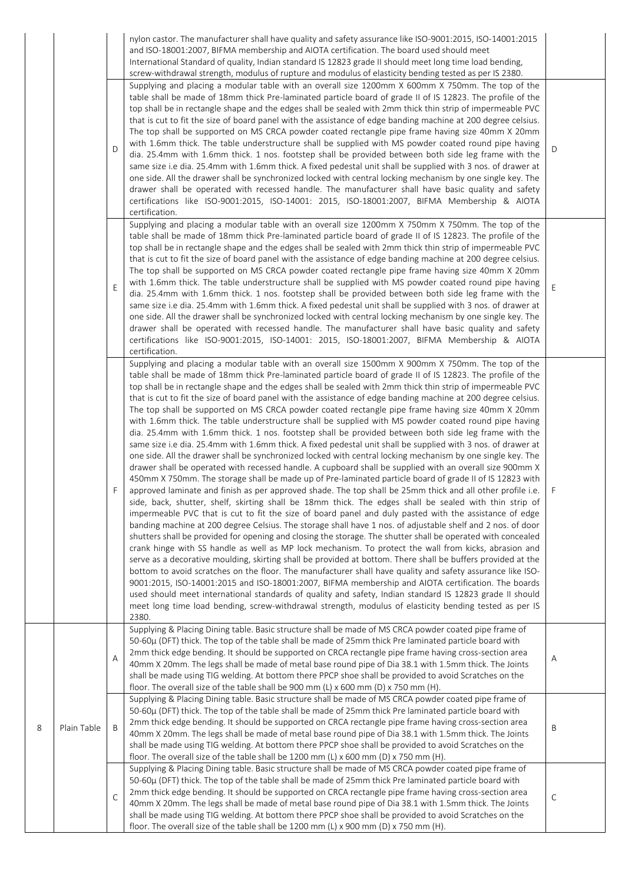| | | | | |
|---|---|---|---|---|
| | | | nylon castor. The manufacturer shall have quality and safety assurance like ISO-9001:2015, ISO-14001:2015 and ISO-18001:2007, BIFMA membership and AIOTA certification. The board used should meet International Standard of quality, Indian standard IS 12823 grade II should meet long time load bending, screw-withdrawal strength, modulus of rupture and modulus of elasticity bending tested as per IS 2380. | |
| | | D | Supplying and placing a modular table with an overall size 1200mm X 600mm X 750mm. The top of the table shall be made of 18mm thick Pre-laminated particle board of grade II of IS 12823. The profile of the top shall be in rectangle shape and the edges shall be sealed with 2mm thick thin strip of impermeable PVC that is cut to fit the size of board panel with the assistance of edge banding machine at 200 degree celsius. The top shall be supported on MS CRCA powder coated rectangle pipe frame having size 40mm X 20mm with 1.6mm thick. The table understructure shall be supplied with MS powder coated round pipe having dia. 25.4mm with 1.6mm thick. 1 nos. footstep shall be provided between both side leg frame with the same size i.e dia. 25.4mm with 1.6mm thick. A fixed pedestal unit shall be supplied with 3 nos. of drawer at one side. All the drawer shall be synchronized locked with central locking mechanism by one single key. The drawer shall be operated with recessed handle. The manufacturer shall have basic quality and safety certifications like ISO-9001:2015, ISO-14001: 2015, ISO-18001:2007, BIFMA Membership & AIOTA certification. | D |
| | | E | Supplying and placing a modular table with an overall size 1200mm X 750mm X 750mm. The top of the table shall be made of 18mm thick Pre-laminated particle board of grade II of IS 12823. The profile of the top shall be in rectangle shape and the edges shall be sealed with 2mm thick thin strip of impermeable PVC that is cut to fit the size of board panel with the assistance of edge banding machine at 200 degree celsius. The top shall be supported on MS CRCA powder coated rectangle pipe frame having size 40mm X 20mm with 1.6mm thick. The table understructure shall be supplied with MS powder coated round pipe having dia. 25.4mm with 1.6mm thick. 1 nos. footstep shall be provided between both side leg frame with the same size i.e dia. 25.4mm with 1.6mm thick. A fixed pedestal unit shall be supplied with 3 nos. of drawer at one side. All the drawer shall be synchronized locked with central locking mechanism by one single key. The drawer shall be operated with recessed handle. The manufacturer shall have basic quality and safety certifications like ISO-9001:2015, ISO-14001: 2015, ISO-18001:2007, BIFMA Membership & AIOTA certification. | E |
| | | F | Supplying and placing a modular table with an overall size 1500mm X 900mm X 750mm. The top of the table shall be made of 18mm thick Pre-laminated particle board of grade II of IS 12823. The profile of the top shall be in rectangle shape and the edges shall be sealed with 2mm thick thin strip of impermeable PVC that is cut to fit the size of board panel with the assistance of edge banding machine at 200 degree celsius. The top shall be supported on MS CRCA powder coated rectangle pipe frame having size 40mm X 20mm with 1.6mm thick. The table understructure shall be supplied with MS powder coated round pipe having dia. 25.4mm with 1.6mm thick. 1 nos. footstep shall be provided between both side leg frame with the same size i.e dia. 25.4mm with 1.6mm thick. A fixed pedestal unit shall be supplied with 3 nos. of drawer at one side. All the drawer shall be synchronized locked with central locking mechanism by one single key. The drawer shall be operated with recessed handle. A cupboard shall be supplied with an overall size 900mm X 450mm X 750mm. The storage shall be made up of Pre-laminated particle board of grade II of IS 12823 with approved laminate and finish as per approved shade. The top shall be 25mm thick and all other profile i.e. side, back, shutter, shelf, skirting shall be 18mm thick. The edges shall be sealed with thin strip of impermeable PVC that is cut to fit the size of board panel and duly pasted with the assistance of edge banding machine at 200 degree Celsius. The storage shall have 1 nos. of adjustable shelf and 2 nos. of door shutters shall be provided for opening and closing the storage. The shutter shall be operated with concealed crank hinge with SS handle as well as MP lock mechanism. To protect the wall from kicks, abrasion and serve as a decorative moulding, skirting shall be provided at bottom. There shall be buffers provided at the bottom to avoid scratches on the floor. The manufacturer shall have quality and safety assurance like ISO-9001:2015, ISO-14001:2015 and ISO-18001:2007, BIFMA membership and AIOTA certification. The boards used should meet international standards of quality and safety, Indian standard IS 12823 grade II should meet long time load bending, screw-withdrawal strength, modulus of elasticity bending tested as per IS 2380. | F |
| 8 | Plain Table | A | Supplying & Placing Dining table. Basic structure shall be made of MS CRCA powder coated pipe frame of 50-60µ (DFT) thick. The top of the table shall be made of 25mm thick Pre laminated particle board with 2mm thick edge bending. It should be supported on CRCA rectangle pipe frame having cross-section area 40mm X 20mm. The legs shall be made of metal base round pipe of Dia 38.1 with 1.5mm thick. The Joints shall be made using TIG welding. At bottom there PPCP shoe shall be provided to avoid Scratches on the floor. The overall size of the table shall be 900 mm (L) x 600 mm (D) x 750 mm (H). | A |
| | | B | Supplying & Placing Dining table. Basic structure shall be made of MS CRCA powder coated pipe frame of 50-60µ (DFT) thick. The top of the table shall be made of 25mm thick Pre laminated particle board with 2mm thick edge bending. It should be supported on CRCA rectangle pipe frame having cross-section area 40mm X 20mm. The legs shall be made of metal base round pipe of Dia 38.1 with 1.5mm thick. The Joints shall be made using TIG welding. At bottom there PPCP shoe shall be provided to avoid Scratches on the floor. The overall size of the table shall be 1200 mm (L) x 600 mm (D) x 750 mm (H). | B |
| | | C | Supplying & Placing Dining table. Basic structure shall be made of MS CRCA powder coated pipe frame of 50-60µ (DFT) thick. The top of the table shall be made of 25mm thick Pre laminated particle board with 2mm thick edge bending. It should be supported on CRCA rectangle pipe frame having cross-section area 40mm X 20mm. The legs shall be made of metal base round pipe of Dia 38.1 with 1.5mm thick. The Joints shall be made using TIG welding. At bottom there PPCP shoe shall be provided to avoid Scratches on the floor. The overall size of the table shall be 1200 mm (L) x 900 mm (D) x 750 mm (H). | C |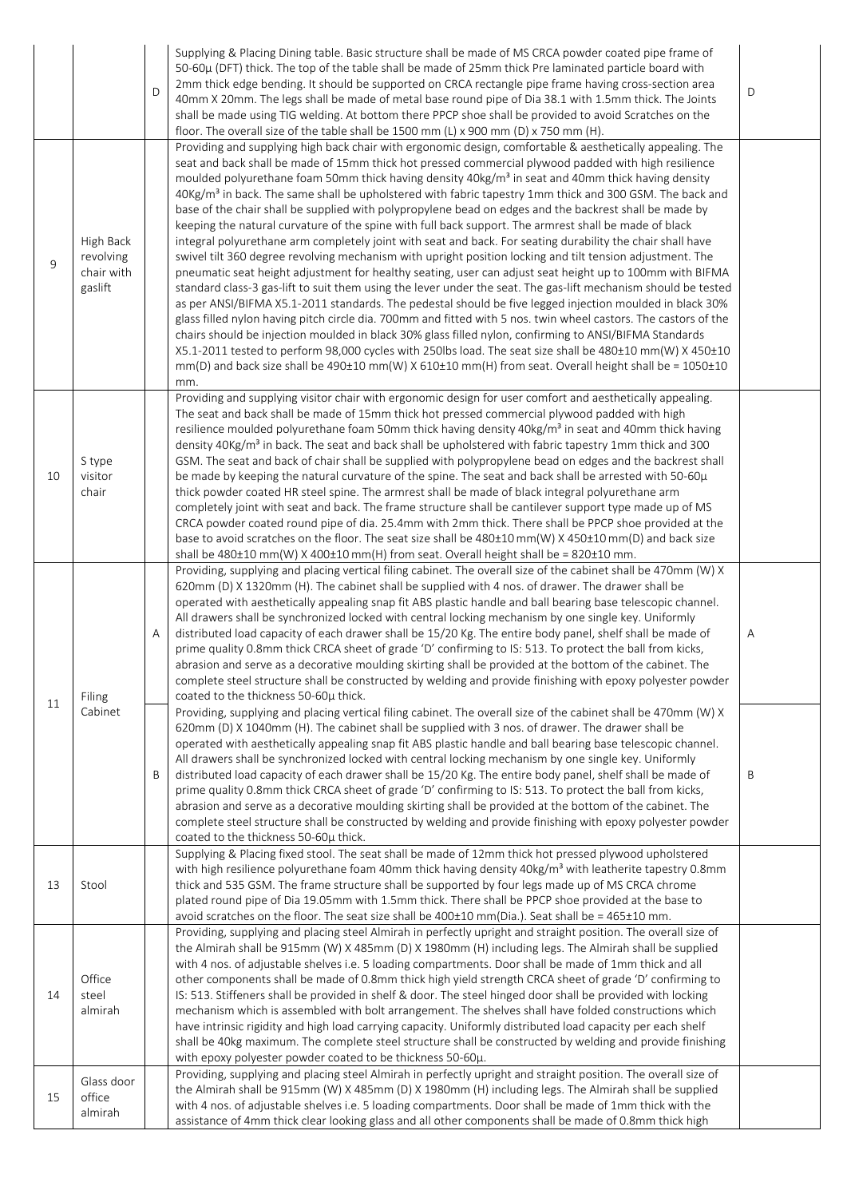|  |  |  |  |  |
|---|---|---|---|---|
|  |  | D | Supplying & Placing Dining table. Basic structure shall be made of MS CRCA powder coated pipe frame of 50-60µ (DFT) thick. The top of the table shall be made of 25mm thick Pre laminated particle board with 2mm thick edge bending. It should be supported on CRCA rectangle pipe frame having cross-section area 40mm X 20mm. The legs shall be made of metal base round pipe of Dia 38.1 with 1.5mm thick. The Joints shall be made using TIG welding. At bottom there PPCP shoe shall be provided to avoid Scratches on the floor. The overall size of the table shall be 1500 mm (L) x 900 mm (D) x 750 mm (H). | D |
| 9 | High Back revolving chair with gaslift |  | Providing and supplying high back chair with ergonomic design, comfortable & aesthetically appealing. The seat and back shall be made of 15mm thick hot pressed commercial plywood padded with high resilience moulded polyurethane foam 50mm thick having density 40kg/m³ in seat and 40mm thick having density 40Kg/m³ in back. The same shall be upholstered with fabric tapestry 1mm thick and 300 GSM. The back and base of the chair shall be supplied with polypropylene bead on edges and the backrest shall be made by keeping the natural curvature of the spine with full back support. The armrest shall be made of black integral polyurethane arm completely joint with seat and back. For seating durability the chair shall have swivel tilt 360 degree revolving mechanism with upright position locking and tilt tension adjustment. The pneumatic seat height adjustment for healthy seating, user can adjust seat height up to 100mm with BIFMA standard class-3 gas-lift to suit them using the lever under the seat. The gas-lift mechanism should be tested as per ANSI/BIFMA X5.1-2011 standards. The pedestal should be five legged injection moulded in black 30% glass filled nylon having pitch circle dia. 700mm and fitted with 5 nos. twin wheel castors. The castors of the chairs should be injection moulded in black 30% glass filled nylon, confirming to ANSI/BIFMA Standards X5.1-2011 tested to perform 98,000 cycles with 250lbs load. The seat size shall be 480±10 mm(W) X 450±10 mm(D) and back size shall be 490±10 mm(W) X 610±10 mm(H) from seat. Overall height shall be = 1050±10 mm. |  |
| 10 | S type visitor chair |  | Providing and supplying visitor chair with ergonomic design for user comfort and aesthetically appealing. The seat and back shall be made of 15mm thick hot pressed commercial plywood padded with high resilience moulded polyurethane foam 50mm thick having density 40kg/m³ in seat and 40mm thick having density 40Kg/m³ in back. The seat and back shall be upholstered with fabric tapestry 1mm thick and 300 GSM. The seat and back of chair shall be supplied with polypropylene bead on edges and the backrest shall be made by keeping the natural curvature of the spine. The seat and back shall be arrested with 50-60µ thick powder coated HR steel spine. The armrest shall be made of black integral polyurethane arm completely joint with seat and back. The frame structure shall be cantilever support type made up of MS CRCA powder coated round pipe of dia. 25.4mm with 2mm thick. There shall be PPCP shoe provided at the base to avoid scratches on the floor. The seat size shall be 480±10 mm(W) X 450±10 mm(D) and back size shall be 480±10 mm(W) X 400±10 mm(H) from seat. Overall height shall be = 820±10 mm. |  |
| 11 | Filing Cabinet | A | Providing, supplying and placing vertical filing cabinet. The overall size of the cabinet shall be 470mm (W) X 620mm (D) X 1320mm (H). The cabinet shall be supplied with 4 nos. of drawer. The drawer shall be operated with aesthetically appealing snap fit ABS plastic handle and ball bearing base telescopic channel. All drawers shall be synchronized locked with central locking mechanism by one single key. Uniformly distributed load capacity of each drawer shall be 15/20 Kg. The entire body panel, shelf shall be made of prime quality 0.8mm thick CRCA sheet of grade 'D' confirming to IS: 513. To protect the ball from kicks, abrasion and serve as a decorative moulding skirting shall be provided at the bottom of the cabinet. The complete steel structure shall be constructed by welding and provide finishing with epoxy polyester powder coated to the thickness 50-60µ thick. | A |
|  |  | B | Providing, supplying and placing vertical filing cabinet. The overall size of the cabinet shall be 470mm (W) X 620mm (D) X 1040mm (H). The cabinet shall be supplied with 3 nos. of drawer. The drawer shall be operated with aesthetically appealing snap fit ABS plastic handle and ball bearing base telescopic channel. All drawers shall be synchronized locked with central locking mechanism by one single key. Uniformly distributed load capacity of each drawer shall be 15/20 Kg. The entire body panel, shelf shall be made of prime quality 0.8mm thick CRCA sheet of grade 'D' confirming to IS: 513. To protect the ball from kicks, abrasion and serve as a decorative moulding skirting shall be provided at the bottom of the cabinet. The complete steel structure shall be constructed by welding and provide finishing with epoxy polyester powder coated to the thickness 50-60µ thick. | B |
| 13 | Stool |  | Supplying & Placing fixed stool. The seat shall be made of 12mm thick hot pressed plywood upholstered with high resilience polyurethane foam 40mm thick having density 40kg/m³ with leatherite tapestry 0.8mm thick and 535 GSM. The frame structure shall be supported by four legs made up of MS CRCA chrome plated round pipe of Dia 19.05mm with 1.5mm thick. There shall be PPCP shoe provided at the base to avoid scratches on the floor. The seat size shall be 400±10 mm(Dia.). Seat shall be = 465±10 mm. |  |
| 14 | Office steel almirah |  | Providing, supplying and placing steel Almirah in perfectly upright and straight position. The overall size of the Almirah shall be 915mm (W) X 485mm (D) X 1980mm (H) including legs. The Almirah shall be supplied with 4 nos. of adjustable shelves i.e. 5 loading compartments. Door shall be made of 1mm thick and all other components shall be made of 0.8mm thick high yield strength CRCA sheet of grade 'D' confirming to IS: 513. Stiffeners shall be provided in shelf & door. The steel hinged door shall be provided with locking mechanism which is assembled with bolt arrangement. The shelves shall have folded constructions which have intrinsic rigidity and high load carrying capacity. Uniformly distributed load capacity per each shelf shall be 40kg maximum. The complete steel structure shall be constructed by welding and provide finishing with epoxy polyester powder coated to be thickness 50-60µ. |  |
| 15 | Glass door office almirah |  | Providing, supplying and placing steel Almirah in perfectly upright and straight position. The overall size of the Almirah shall be 915mm (W) X 485mm (D) X 1980mm (H) including legs. The Almirah shall be supplied with 4 nos. of adjustable shelves i.e. 5 loading compartments. Door shall be made of 1mm thick with the assistance of 4mm thick clear looking glass and all other components shall be made of 0.8mm thick high |  |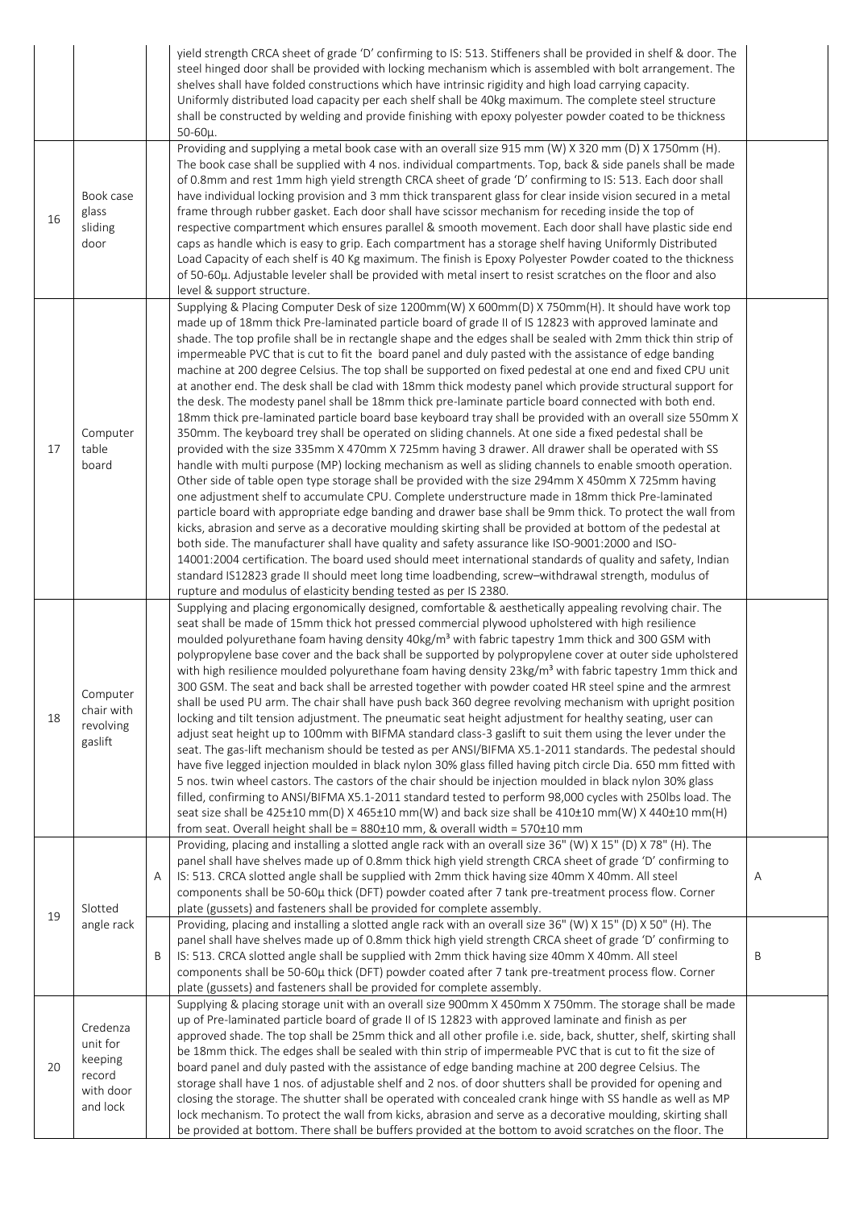| | | | | |
|---|---|---|---|---|
| | | | yield strength CRCA sheet of grade 'D' confirming to IS: 513. Stiffeners shall be provided in shelf & door. The steel hinged door shall be provided with locking mechanism which is assembled with bolt arrangement. The shelves shall have folded constructions which have intrinsic rigidity and high load carrying capacity. Uniformly distributed load capacity per each shelf shall be 40kg maximum. The complete steel structure shall be constructed by welding and provide finishing with epoxy polyester powder coated to be thickness 50-60µ. | |
| 16 | Book case glass sliding door | | Providing and supplying a metal book case with an overall size 915 mm (W) X 320 mm (D) X 1750mm (H). The book case shall be supplied with 4 nos. individual compartments. Top, back & side panels shall be made of 0.8mm and rest 1mm high yield strength CRCA sheet of grade 'D' confirming to IS: 513. Each door shall have individual locking provision and 3 mm thick transparent glass for clear inside vision secured in a metal frame through rubber gasket. Each door shall have scissor mechanism for receding inside the top of respective compartment which ensures parallel & smooth movement. Each door shall have plastic side end caps as handle which is easy to grip. Each compartment has a storage shelf having Uniformly Distributed Load Capacity of each shelf is 40 Kg maximum. The finish is Epoxy Polyester Powder coated to the thickness of 50-60µ. Adjustable leveler shall be provided with metal insert to resist scratches on the floor and also level & support structure. | |
| 17 | Computer table board | | Supplying & Placing Computer Desk of size 1200mm(W) X 600mm(D) X 750mm(H). It should have work top made up of 18mm thick Pre-laminated particle board of grade II of IS 12823 with approved laminate and shade. The top profile shall be in rectangle shape and the edges shall be sealed with 2mm thick thin strip of impermeable PVC that is cut to fit the board panel and duly pasted with the assistance of edge banding machine at 200 degree Celsius. The top shall be supported on fixed pedestal at one end and fixed CPU unit at another end. The desk shall be clad with 18mm thick modesty panel which provide structural support for the desk. The modesty panel shall be 18mm thick pre-laminate particle board connected with both end. 18mm thick pre-laminated particle board base keyboard tray shall be provided with an overall size 550mm X 350mm. The keyboard trey shall be operated on sliding channels. At one side a fixed pedestal shall be provided with the size 335mm X 470mm X 725mm having 3 drawer. All drawer shall be operated with SS handle with multi purpose (MP) locking mechanism as well as sliding channels to enable smooth operation. Other side of table open type storage shall be provided with the size 294mm X 450mm X 725mm having one adjustment shelf to accumulate CPU. Complete understructure made in 18mm thick Pre-laminated particle board with appropriate edge banding and drawer base shall be 9mm thick. To protect the wall from kicks, abrasion and serve as a decorative moulding skirting shall be provided at bottom of the pedestal at both side. The manufacturer shall have quality and safety assurance like ISO-9001:2000 and ISO-14001:2004 certification. The board used should meet international standards of quality and safety, Indian standard IS12823 grade II should meet long time loadbending, screw–withdrawal strength, modulus of rupture and modulus of elasticity bending tested as per IS 2380. | |
| 18 | Computer chair with revolving gaslift | | Supplying and placing ergonomically designed, comfortable & aesthetically appealing revolving chair. The seat shall be made of 15mm thick hot pressed commercial plywood upholstered with high resilience moulded polyurethane foam having density 40kg/m³ with fabric tapestry 1mm thick and 300 GSM with polypropylene base cover and the back shall be supported by polypropylene cover at outer side upholstered with high resilience moulded polyurethane foam having density 23kg/m³ with fabric tapestry 1mm thick and 300 GSM. The seat and back shall be arrested together with powder coated HR steel spine and the armrest shall be used PU arm. The chair shall have push back 360 degree revolving mechanism with upright position locking and tilt tension adjustment. The pneumatic seat height adjustment for healthy seating, user can adjust seat height up to 100mm with BIFMA standard class-3 gaslift to suit them using the lever under the seat. The gas-lift mechanism should be tested as per ANSI/BIFMA X5.1-2011 standards. The pedestal should have five legged injection moulded in black nylon 30% glass filled having pitch circle Dia. 650 mm fitted with 5 nos. twin wheel castors. The castors of the chair should be injection moulded in black nylon 30% glass filled, confirming to ANSI/BIFMA X5.1-2011 standard tested to perform 98,000 cycles with 250lbs load. The seat size shall be 425±10 mm(D) X 465±10 mm(W) and back size shall be 410±10 mm(W) X 440±10 mm(H) from seat. Overall height shall be = 880±10 mm, & overall width = 570±10 mm | |
| 19 | Slotted angle rack | A | Providing, placing and installing a slotted angle rack with an overall size 36" (W) X 15" (D) X 78" (H). The panel shall have shelves made up of 0.8mm thick high yield strength CRCA sheet of grade 'D' confirming to IS: 513. CRCA slotted angle shall be supplied with 2mm thick having size 40mm X 40mm. All steel components shall be 50-60µ thick (DFT) powder coated after 7 tank pre-treatment process flow. Corner plate (gussets) and fasteners shall be provided for complete assembly. | A |
| | | B | Providing, placing and installing a slotted angle rack with an overall size 36" (W) X 15" (D) X 50" (H). The panel shall have shelves made up of 0.8mm thick high yield strength CRCA sheet of grade 'D' confirming to IS: 513. CRCA slotted angle shall be supplied with 2mm thick having size 40mm X 40mm. All steel components shall be 50-60µ thick (DFT) powder coated after 7 tank pre-treatment process flow. Corner plate (gussets) and fasteners shall be provided for complete assembly. | B |
| 20 | Credenza unit for keeping record with door and lock | | Supplying & placing storage unit with an overall size 900mm X 450mm X 750mm. The storage shall be made up of Pre-laminated particle board of grade II of IS 12823 with approved laminate and finish as per approved shade. The top shall be 25mm thick and all other profile i.e. side, back, shutter, shelf, skirting shall be 18mm thick. The edges shall be sealed with thin strip of impermeable PVC that is cut to fit the size of board panel and duly pasted with the assistance of edge banding machine at 200 degree Celsius. The storage shall have 1 nos. of adjustable shelf and 2 nos. of door shutters shall be provided for opening and closing the storage. The shutter shall be operated with concealed crank hinge with SS handle as well as MP lock mechanism. To protect the wall from kicks, abrasion and serve as a decorative moulding, skirting shall be provided at bottom. There shall be buffers provided at the bottom to avoid scratches on the floor. The | |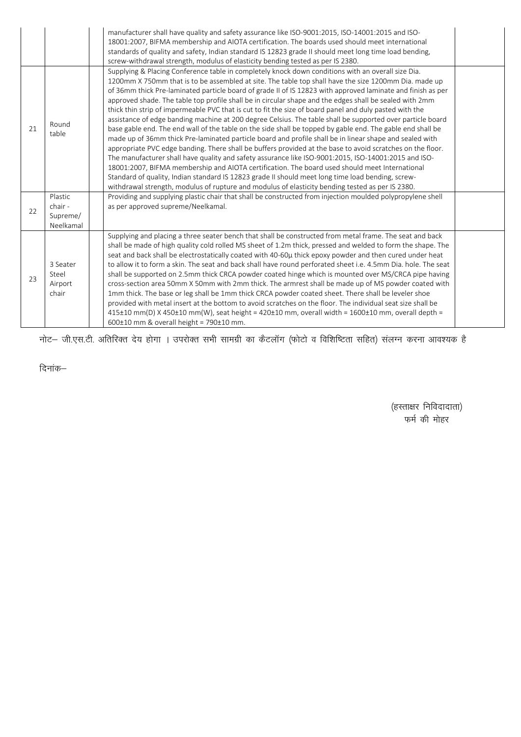| | | | | |
|---|---|---|---|---|
| | | | manufacturer shall have quality and safety assurance like ISO-9001:2015, ISO-14001:2015 and ISO-18001:2007, BIFMA membership and AIOTA certification. The boards used should meet international standards of quality and safety, Indian standard IS 12823 grade II should meet long time load bending, screw-withdrawal strength, modulus of elasticity bending tested as per IS 2380. | |
| 21 | Round table | | Supplying & Placing Conference table in completely knock down conditions with an overall size Dia. 1200mm X 750mm that is to be assembled at site. The table top shall have the size 1200mm Dia. made up of 36mm thick Pre-laminated particle board of grade II of IS 12823 with approved laminate and finish as per approved shade. The table top profile shall be in circular shape and the edges shall be sealed with 2mm thick thin strip of impermeable PVC that is cut to fit the size of board panel and duly pasted with the assistance of edge banding machine at 200 degree Celsius. The table shall be supported over particle board base gable end. The end wall of the table on the side shall be topped by gable end. The gable end shall be made up of 36mm thick Pre-laminated particle board and profile shall be in linear shape and sealed with appropriate PVC edge banding. There shall be buffers provided at the base to avoid scratches on the floor. The manufacturer shall have quality and safety assurance like ISO-9001:2015, ISO-14001:2015 and ISO-18001:2007, BIFMA membership and AIOTA certification. The board used should meet International Standard of quality, Indian standard IS 12823 grade II should meet long time load bending, screw-withdrawal strength, modulus of rupture and modulus of elasticity bending tested as per IS 2380. | |
| 22 | Plastic chair - Supreme/ Neelkamal | | Providing and supplying plastic chair that shall be constructed from injection moulded polypropylene shell as per approved supreme/Neelkamal. | |
| 23 | 3 Seater Steel Airport chair | | Supplying and placing a three seater bench that shall be constructed from metal frame. The seat and back shall be made of high quality cold rolled MS sheet of 1.2m thick, pressed and welded to form the shape. The seat and back shall be electrostatically coated with 40-60µ thick epoxy powder and then cured under heat to allow it to form a skin. The seat and back shall have round perforated sheet i.e. 4.5mm Dia. hole. The seat shall be supported on 2.5mm thick CRCA powder coated hinge which is mounted over MS/CRCA pipe having cross-section area 50mm X 50mm with 2mm thick. The armrest shall be made up of MS powder coated with 1mm thick. The base or leg shall be 1mm thick CRCA powder coated sheet. There shall be leveler shoe provided with metal insert at the bottom to avoid scratches on the floor. The individual seat size shall be 415±10 mm(D) X 450±10 mm(W), seat height = 420±10 mm, overall width = 1600±10 mm, overall depth = 600±10 mm & overall height = 790±10 mm. | |

नोट– जी.एस.टी. अतिरिक्त देय होगा । उपरोक्त सभी सामग्री का कैटलॉग (फोटो व विशिष्टिता सहित) संलग्न करना आवश्यक है

दिनांक–

(हस्ताक्षर निविदादाता)
फर्म की मोहर